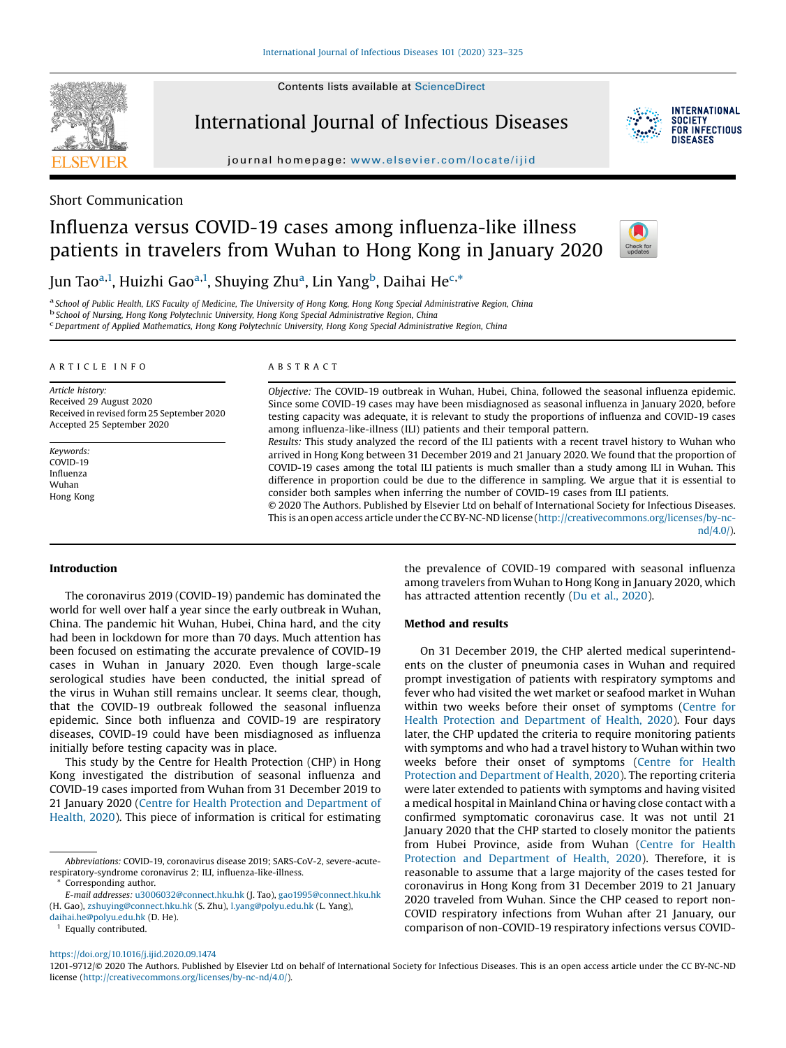Short Communication

# Influenza versus COVID-19 cases among influenza-like illness patients in travelers from Wuhan to Hong Kong in January 2020

Jun Tao[a,1], Huizhi Gao[a,1], Shuying Zhu[a], Lin Yang[b], Daihai He[c,*]

[a] School of Public Health, LKS Faculty of Medicine, The University of Hong Kong, Hong Kong Special Administrative Region, China
[b] School of Nursing, Hong Kong Polytechnic University, Hong Kong Special Administrative Region, China
[c] Department of Applied Mathematics, Hong Kong Polytechnic University, Hong Kong Special Administrative Region, China

ARTICLE INFO

*Article history:*
Received 29 August 2020
Received in revised form 25 September 2020
Accepted 25 September 2020

*Keywords:*
COVID-19
Influenza
Wuhan
Hong Kong

ABSTRACT

*Objective:* The COVID-19 outbreak in Wuhan, Hubei, China, followed the seasonal influenza epidemic. Since some COVID-19 cases may have been misdiagnosed as seasonal influenza in January 2020, before testing capacity was adequate, it is relevant to study the proportions of influenza and COVID-19 cases among influenza-like-illness (ILI) patients and their temporal pattern.
*Results:* This study analyzed the record of the ILI patients with a recent travel history to Wuhan who arrived in Hong Kong between 31 December 2019 and 21 January 2020. We found that the proportion of COVID-19 cases among the total ILI patients is much smaller than a study among ILI in Wuhan. This difference in proportion could be due to the difference in sampling. We argue that it is essential to consider both samples when inferring the number of COVID-19 cases from ILI patients.
© 2020 The Authors. Published by Elsevier Ltd on behalf of International Society for Infectious Diseases. This is an open access article under the CC BY-NC-ND license (http://creativecommons.org/licenses/by-nc-nd/4.0/).

## Introduction

The coronavirus 2019 (COVID-19) pandemic has dominated the world for well over half a year since the early outbreak in Wuhan, China. The pandemic hit Wuhan, Hubei, China hard, and the city had been in lockdown for more than 70 days. Much attention has been focused on estimating the accurate prevalence of COVID-19 cases in Wuhan in January 2020. Even though large-scale serological studies have been conducted, the initial spread of the virus in Wuhan still remains unclear. It seems clear, though, that the COVID-19 outbreak followed the seasonal influenza epidemic. Since both influenza and COVID-19 are respiratory diseases, COVID-19 could have been misdiagnosed as influenza initially before testing capacity was in place.

This study by the Centre for Health Protection (CHP) in Hong Kong investigated the distribution of seasonal influenza and COVID-19 cases imported from Wuhan from 31 December 2019 to 21 January 2020 (Centre for Health Protection and Department of Health, 2020). This piece of information is critical for estimating the prevalence of COVID-19 compared with seasonal influenza among travelers from Wuhan to Hong Kong in January 2020, which has attracted attention recently (Du et al., 2020).

## Method and results

On 31 December 2019, the CHP alerted medical superintendents on the cluster of pneumonia cases in Wuhan and required prompt investigation of patients with respiratory symptoms and fever who had visited the wet market or seafood market in Wuhan within two weeks before their onset of symptoms (Centre for Health Protection and Department of Health, 2020). Four days later, the CHP updated the criteria to require monitoring patients with symptoms and who had a travel history to Wuhan within two weeks before their onset of symptoms (Centre for Health Protection and Department of Health, 2020). The reporting criteria were later extended to patients with symptoms and having visited a medical hospital in Mainland China or having close contact with a confirmed symptomatic coronavirus case. It was not until 21 January 2020 that the CHP started to closely monitor the patients from Hubei Province, aside from Wuhan (Centre for Health Protection and Department of Health, 2020). Therefore, it is reasonable to assume that a large majority of the cases tested for coronavirus in Hong Kong from 31 December 2019 to 21 January 2020 traveled from Wuhan. Since the CHP ceased to report non-COVID respiratory infections from Wuhan after 21 January, our comparison of non-COVID-19 respiratory infections versus COVID-

*Abbreviations:* COVID-19, coronavirus disease 2019; SARS-CoV-2, severe-acute-respiratory-syndrome coronavirus 2; ILI, influenza-like-illness.
\* Corresponding author.
*E-mail addresses:* u3006032@connect.hku.hk (J. Tao), gao1995@connect.hku.hk (H. Gao), zshuying@connect.hku.hk (S. Zhu), l.yang@polyu.edu.hk (L. Yang), daihai.he@polyu.edu.hk (D. He).
[1] Equally contributed.

https://doi.org/10.1016/j.ijid.2020.09.1474
1201-9712/© 2020 The Authors. Published by Elsevier Ltd on behalf of International Society for Infectious Diseases. This is an open access article under the CC BY-NC-ND license (http://creativecommons.org/licenses/by-nc-nd/4.0/).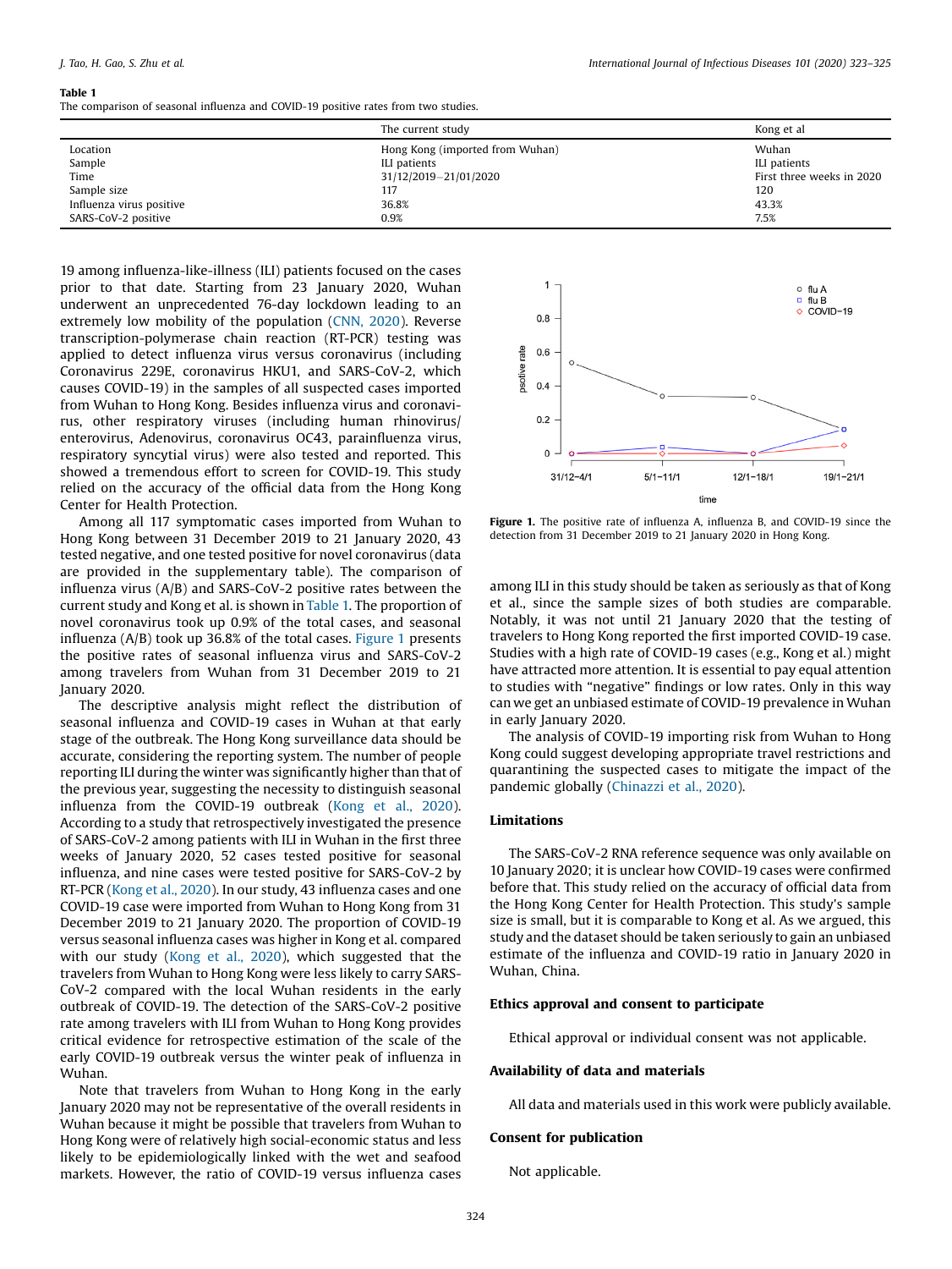**Table 1**
The comparison of seasonal influenza and COVID-19 positive rates from two studies.

| | The current study | Kong et al |
|---|---|---|
| Location | Hong Kong (imported from Wuhan) | Wuhan |
| Sample | ILI patients | ILI patients |
| Time | 31/12/2019–21/01/2020 | First three weeks in 2020 |
| Sample size | 117 | 120 |
| Influenza virus positive | 36.8% | 43.3% |
| SARS-CoV-2 positive | 0.9% | 7.5% |

19 among influenza-like-illness (ILI) patients focused on the cases prior to that date. Starting from 23 January 2020, Wuhan underwent an unprecedented 76-day lockdown leading to an extremely low mobility of the population (CNN, 2020). Reverse transcription-polymerase chain reaction (RT-PCR) testing was applied to detect influenza virus versus coronavirus (including Coronavirus 229E, coronavirus HKU1, and SARS-CoV-2, which causes COVID-19) in the samples of all suspected cases imported from Wuhan to Hong Kong. Besides influenza virus and coronavirus, other respiratory viruses (including human rhinovirus/enterovirus, Adenovirus, coronavirus OC43, parainfluenza virus, respiratory syncytial virus) were also tested and reported. This showed a tremendous effort to screen for COVID-19. This study relied on the accuracy of the official data from the Hong Kong Center for Health Protection.

Among all 117 symptomatic cases imported from Wuhan to Hong Kong between 31 December 2019 to 21 January 2020, 43 tested negative, and one tested positive for novel coronavirus (data are provided in the supplementary table). The comparison of influenza virus (A/B) and SARS-CoV-2 positive rates between the current study and Kong et al. is shown in Table 1. The proportion of novel coronavirus took up 0.9% of the total cases, and seasonal influenza (A/B) took up 36.8% of the total cases. Figure 1 presents the positive rates of seasonal influenza virus and SARS-CoV-2 among travelers from Wuhan from 31 December 2019 to 21 January 2020.

The descriptive analysis might reflect the distribution of seasonal influenza and COVID-19 cases in Wuhan at that early stage of the outbreak. The Hong Kong surveillance data should be accurate, considering the reporting system. The number of people reporting ILI during the winter was significantly higher than that of the previous year, suggesting the necessity to distinguish seasonal influenza from the COVID-19 outbreak (Kong et al., 2020). According to a study that retrospectively investigated the presence of SARS-CoV-2 among patients with ILI in Wuhan in the first three weeks of January 2020, 52 cases tested positive for seasonal influenza, and nine cases were tested positive for SARS-CoV-2 by RT-PCR (Kong et al., 2020). In our study, 43 influenza cases and one COVID-19 case were imported from Wuhan to Hong Kong from 31 December 2019 to 21 January 2020. The proportion of COVID-19 versus seasonal influenza cases was higher in Kong et al. compared with our study (Kong et al., 2020), which suggested that the travelers from Wuhan to Hong Kong were less likely to carry SARS-CoV-2 compared with the local Wuhan residents in the early outbreak of COVID-19. The detection of the SARS-CoV-2 positive rate among travelers with ILI from Wuhan to Hong Kong provides critical evidence for retrospective estimation of the scale of the early COVID-19 outbreak versus the winter peak of influenza in Wuhan.

Note that travelers from Wuhan to Hong Kong in the early January 2020 may not be representative of the overall residents in Wuhan because it might be possible that travelers from Wuhan to Hong Kong were of relatively high social-economic status and less likely to be epidemiologically linked with the wet and seafood markets. However, the ratio of COVID-19 versus influenza cases among ILI in this study should be taken as seriously as that of Kong et al., since the sample sizes of both studies are comparable. Notably, it was not until 21 January 2020 that the testing of travelers to Hong Kong reported the first imported COVID-19 case. Studies with a high rate of COVID-19 cases (e.g., Kong et al.) might have attracted more attention. It is essential to pay equal attention to studies with "negative" findings or low rates. Only in this way can we get an unbiased estimate of COVID-19 prevalence in Wuhan in early January 2020.

**Figure 1.** The positive rate of influenza A, influenza B, and COVID-19 since the detection from 31 December 2019 to 21 January 2020 in Hong Kong.

The analysis of COVID-19 importing risk from Wuhan to Hong Kong could suggest developing appropriate travel restrictions and quarantining the suspected cases to mitigate the impact of the pandemic globally (Chinazzi et al., 2020).

## Limitations

The SARS-CoV-2 RNA reference sequence was only available on 10 January 2020; it is unclear how COVID-19 cases were confirmed before that. This study relied on the accuracy of official data from the Hong Kong Center for Health Protection. This study's sample size is small, but it is comparable to Kong et al. As we argued, this study and the dataset should be taken seriously to gain an unbiased estimate of the influenza and COVID-19 ratio in January 2020 in Wuhan, China.

## Ethics approval and consent to participate

Ethical approval or individual consent was not applicable.

## Availability of data and materials

All data and materials used in this work were publicly available.

## Consent for publication

Not applicable.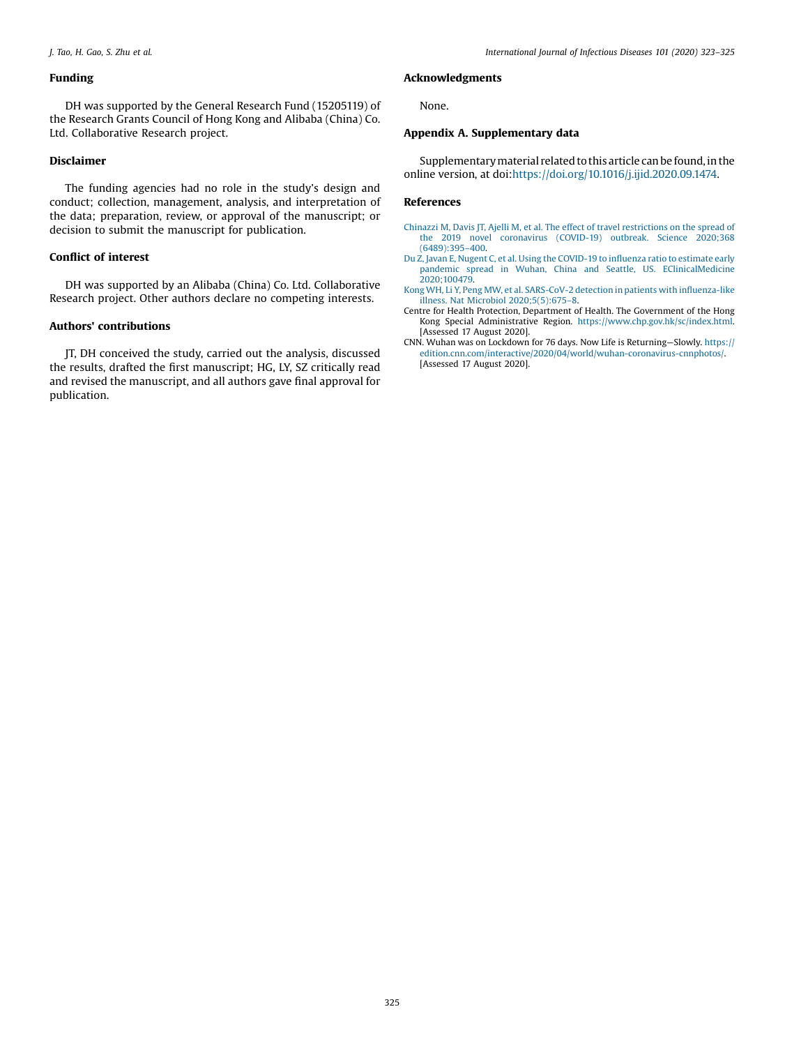## Funding

DH was supported by the General Research Fund (15205119) of the Research Grants Council of Hong Kong and Alibaba (China) Co. Ltd. Collaborative Research project.

## Disclaimer

The funding agencies had no role in the study's design and conduct; collection, management, analysis, and interpretation of the data; preparation, review, or approval of the manuscript; or decision to submit the manuscript for publication.

## Conflict of interest

DH was supported by an Alibaba (China) Co. Ltd. Collaborative Research project. Other authors declare no competing interests.

## Authors' contributions

JT, DH conceived the study, carried out the analysis, discussed the results, drafted the first manuscript; HG, LY, SZ critically read and revised the manuscript, and all authors gave final approval for publication.

## Acknowledgments

None.

## Appendix A. Supplementary data

Supplementary material related to this article can be found, in the online version, at doi:https://doi.org/10.1016/j.ijid.2020.09.1474.

## References

Chinazzi M, Davis JT, Ajelli M, et al. The effect of travel restrictions on the spread of the 2019 novel coronavirus (COVID-19) outbreak. Science 2020;368 (6489):395–400.

Du Z, Javan E, Nugent C, et al. Using the COVID-19 to influenza ratio to estimate early pandemic spread in Wuhan, China and Seattle, US. EClinicalMedicine 2020;100479.

Kong WH, Li Y, Peng MW, et al. SARS-CoV-2 detection in patients with influenza-like illness. Nat Microbiol 2020;5(5):675–8.

Centre for Health Protection, Department of Health. The Government of the Hong Kong Special Administrative Region. https://www.chp.gov.hk/sc/index.html. [Assessed 17 August 2020].

CNN. Wuhan was on Lockdown for 76 days. Now Life is Returning—Slowly. https://edition.cnn.com/interactive/2020/04/world/wuhan-coronavirus-cnnphotos/. [Assessed 17 August 2020].